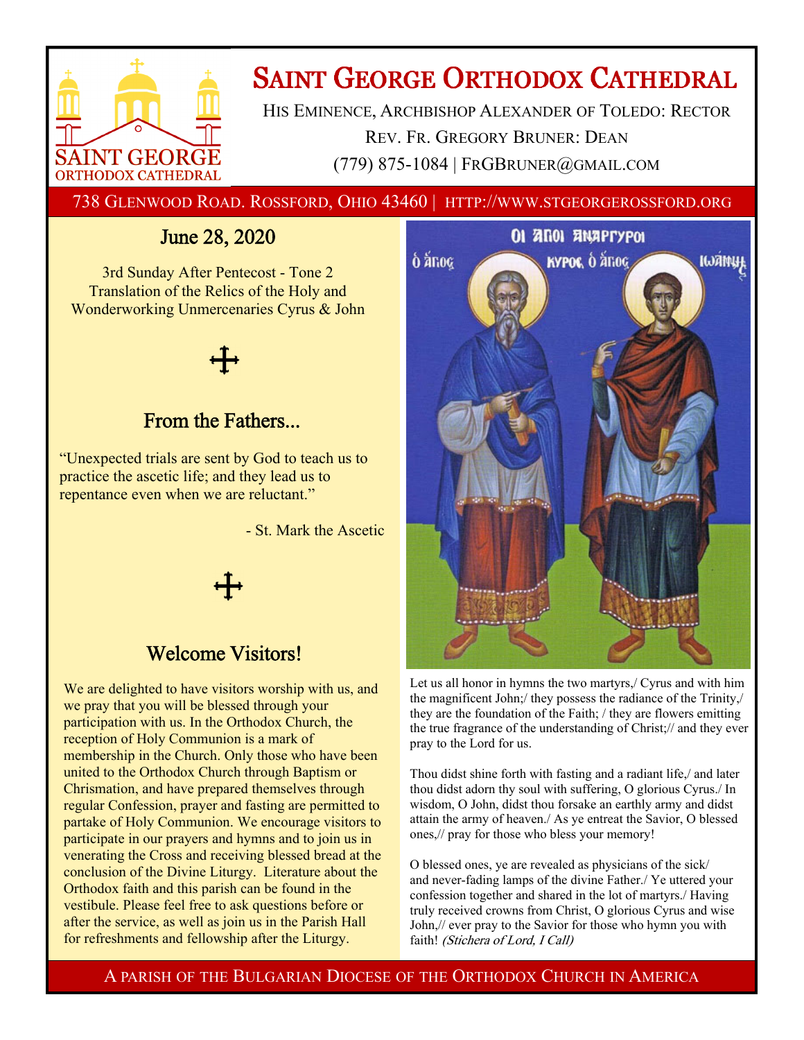# Saint George Orthodox Cathedral

His Eminence, Archbishop Alexander of Toledo: Rector

Rev. Fr. Gregory Bruner: Dean

(779) 875-1084 | FrGBruner@gmail.com

738 Glenwood Road. Rossford, Ohio 43460 | http://www.stgeorgerossford.org

## June 28, 2020

3rd Sunday After Pentecost - Tone 2
Translation of the Relics of the Holy and Wonderworking Unmercenaries Cyrus & John

## From the Fathers...

"Unexpected trials are sent by God to teach us to practice the ascetic life; and they lead us to repentance even when we are reluctant."

- St. Mark the Ascetic

## Welcome Visitors!

We are delighted to have visitors worship with us, and we pray that you will be blessed through your participation with us. In the Orthodox Church, the reception of Holy Communion is a mark of membership in the Church. Only those who have been united to the Orthodox Church through Baptism or Chrismation, and have prepared themselves through regular Confession, prayer and fasting are permitted to partake of Holy Communion. We encourage visitors to participate in our prayers and hymns and to join us in venerating the Cross and receiving blessed bread at the conclusion of the Divine Liturgy. Literature about the Orthodox faith and this parish can be found in the vestibule. Please feel free to ask questions before or after the service, as well as join us in the Parish Hall for refreshments and fellowship after the Liturgy.

Let us all honor in hymns the two martyrs,/ Cyrus and with him the magnificent John;/ they possess the radiance of the Trinity,/ they are the foundation of the Faith; / they are flowers emitting the true fragrance of the understanding of Christ;// and they ever pray to the Lord for us.

Thou didst shine forth with fasting and a radiant life,/ and later thou didst adorn thy soul with suffering, O glorious Cyrus./ In wisdom, O John, didst thou forsake an earthly army and didst attain the army of heaven./ As ye entreat the Savior, O blessed ones,// pray for those who bless your memory!

O blessed ones, ye are revealed as physicians of the sick/ and never-fading lamps of the divine Father./ Ye uttered your confession together and shared in the lot of martyrs./ Having truly received crowns from Christ, O glorious Cyrus and wise John,// ever pray to the Savior for those who hymn you with faith! *(Stichera of Lord, I Call)*

A parish of the Bulgarian Diocese of the Orthodox Church in America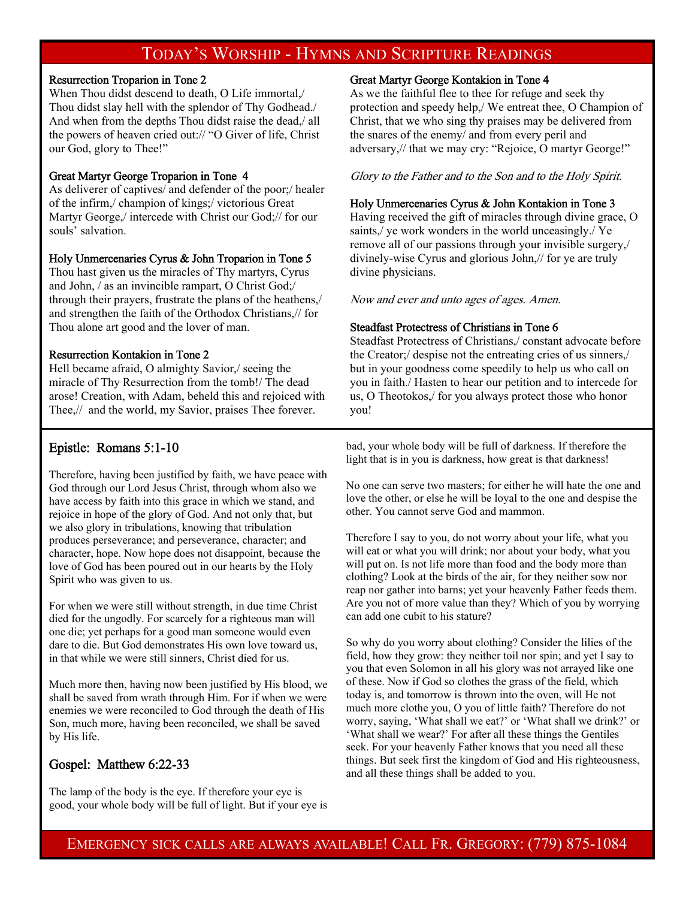# Today's Worship - Hymns and Scripture Readings

### Resurrection Troparion in Tone 2

When Thou didst descend to death, O Life immortal,/ Thou didst slay hell with the splendor of Thy Godhead./ And when from the depths Thou didst raise the dead,/ all the powers of heaven cried out:// "O Giver of life, Christ our God, glory to Thee!"

### Great Martyr George Troparion in Tone 4

As deliverer of captives/ and defender of the poor;/ healer of the infirm,/ champion of kings;/ victorious Great Martyr George,/ intercede with Christ our God;// for our souls' salvation.

### Holy Unmercenaries Cyrus & John Troparion in Tone 5

Thou hast given us the miracles of Thy martyrs, Cyrus and John, / as an invincible rampart, O Christ God;/ through their prayers, frustrate the plans of the heathens,/ and strengthen the faith of the Orthodox Christians,// for Thou alone art good and the lover of man.

### Resurrection Kontakion in Tone 2

Hell became afraid, O almighty Savior,/ seeing the miracle of Thy Resurrection from the tomb!/ The dead arose! Creation, with Adam, beheld this and rejoiced with Thee,// and the world, my Savior, praises Thee forever.

### Great Martyr George Kontakion in Tone 4

As we the faithful flee to thee for refuge and seek thy protection and speedy help,/ We entreat thee, O Champion of Christ, that we who sing thy praises may be delivered from the snares of the enemy/ and from every peril and adversary,// that we may cry: "Rejoice, O martyr George!"

*Glory to the Father and to the Son and to the Holy Spirit.*

### Holy Unmercenaries Cyrus & John Kontakion in Tone 3

Having received the gift of miracles through divine grace, O saints,/ ye work wonders in the world unceasingly./ Ye remove all of our passions through your invisible surgery,/ divinely-wise Cyrus and glorious John,// for ye are truly divine physicians.

*Now and ever and unto ages of ages. Amen.*

### Steadfast Protectress of Christians in Tone 6

Steadfast Protectress of Christians,/ constant advocate before the Creator;/ despise not the entreating cries of us sinners,/ but in your goodness come speedily to help us who call on you in faith./ Hasten to hear our petition and to intercede for us, O Theotokos,/ for you always protect those who honor you!

## Epistle: Romans 5:1-10

Therefore, having been justified by faith, we have peace with God through our Lord Jesus Christ, through whom also we have access by faith into this grace in which we stand, and rejoice in hope of the glory of God. And not only that, but we also glory in tribulations, knowing that tribulation produces perseverance; and perseverance, character; and character, hope. Now hope does not disappoint, because the love of God has been poured out in our hearts by the Holy Spirit who was given to us.

For when we were still without strength, in due time Christ died for the ungodly. For scarcely for a righteous man will one die; yet perhaps for a good man someone would even dare to die. But God demonstrates His own love toward us, in that while we were still sinners, Christ died for us.

Much more then, having now been justified by His blood, we shall be saved from wrath through Him. For if when we were enemies we were reconciled to God through the death of His Son, much more, having been reconciled, we shall be saved by His life.

## Gospel: Matthew 6:22-33

The lamp of the body is the eye. If therefore your eye is good, your whole body will be full of light. But if your eye is bad, your whole body will be full of darkness. If therefore the light that is in you is darkness, how great is that darkness!

No one can serve two masters; for either he will hate the one and love the other, or else he will be loyal to the one and despise the other. You cannot serve God and mammon.

Therefore I say to you, do not worry about your life, what you will eat or what you will drink; nor about your body, what you will put on. Is not life more than food and the body more than clothing? Look at the birds of the air, for they neither sow nor reap nor gather into barns; yet your heavenly Father feeds them. Are you not of more value than they? Which of you by worrying can add one cubit to his stature?

So why do you worry about clothing? Consider the lilies of the field, how they grow: they neither toil nor spin; and yet I say to you that even Solomon in all his glory was not arrayed like one of these. Now if God so clothes the grass of the field, which today is, and tomorrow is thrown into the oven, will He not much more clothe you, O you of little faith? Therefore do not worry, saying, 'What shall we eat?' or 'What shall we drink?' or 'What shall we wear?' For after all these things the Gentiles seek. For your heavenly Father knows that you need all these things. But seek first the kingdom of God and His righteousness, and all these things shall be added to you.

Emergency sick calls are always available! Call Fr. Gregory: (779) 875-1084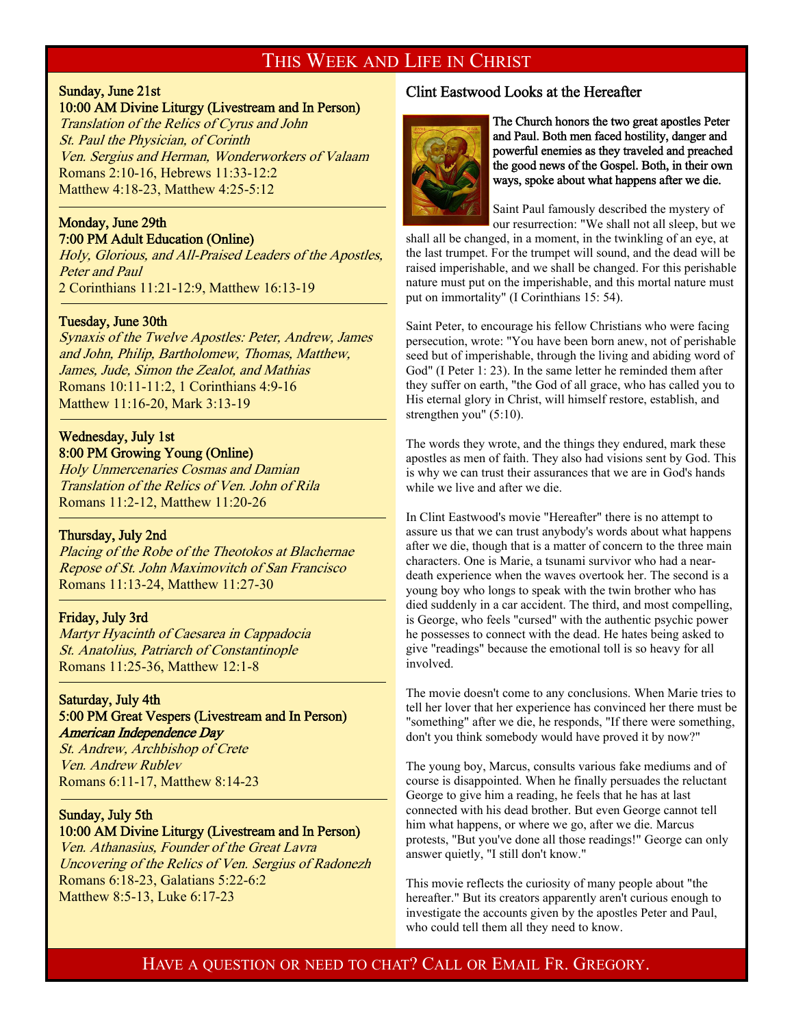# This Week and Life in Christ

**Sunday, June 21st**
**10:00 AM Divine Liturgy (Livestream and In Person)**
*Translation of the Relics of Cyrus and John*
*St. Paul the Physician, of Corinth*
*Ven. Sergius and Herman, Wonderworkers of Valaam*
Romans 2:10-16, Hebrews 11:33-12:2
Matthew 4:18-23, Matthew 4:25-5:12

---

**Monday, June 29th**
**7:00 PM Adult Education (Online)**
*Holy, Glorious, and All-Praised Leaders of the Apostles, Peter and Paul*
2 Corinthians 11:21-12:9, Matthew 16:13-19

---

**Tuesday, June 30th**
*Synaxis of the Twelve Apostles: Peter, Andrew, James and John, Philip, Bartholomew, Thomas, Matthew, James, Jude, Simon the Zealot, and Mathias*
Romans 10:11-11:2, 1 Corinthians 4:9-16
Matthew 11:16-20, Mark 3:13-19

---

**Wednesday, July 1st**
**8:00 PM Growing Young (Online)**
*Holy Unmercenaries Cosmas and Damian*
*Translation of the Relics of Ven. John of Rila*
Romans 11:2-12, Matthew 11:20-26

---

**Thursday, July 2nd**
*Placing of the Robe of the Theotokos at Blachernae*
*Repose of St. John Maximovitch of San Francisco*
Romans 11:13-24, Matthew 11:27-30

---

**Friday, July 3rd**
*Martyr Hyacinth of Caesarea in Cappadocia*
*St. Anatolius, Patriarch of Constantinople*
Romans 11:25-36, Matthew 12:1-8

---

**Saturday, July 4th**
**5:00 PM Great Vespers (Livestream and In Person)**
***American Independence Day***
*St. Andrew, Archbishop of Crete*
*Ven. Andrew Rublev*
Romans 6:11-17, Matthew 8:14-23

---

**Sunday, July 5th**
**10:00 AM Divine Liturgy (Livestream and In Person)**
*Ven. Athanasius, Founder of the Great Lavra*
*Uncovering of the Relics of Ven. Sergius of Radonezh*
Romans 6:18-23, Galatians 5:22-6:2
Matthew 8:5-13, Luke 6:17-23

## Clint Eastwood Looks at the Hereafter

**The Church honors the two great apostles Peter and Paul. Both men faced hostility, danger and powerful enemies as they traveled and preached the good news of the Gospel. Both, in their own ways, spoke about what happens after we die.**

Saint Paul famously described the mystery of our resurrection: "We shall not all sleep, but we shall all be changed, in a moment, in the twinkling of an eye, at the last trumpet. For the trumpet will sound, and the dead will be raised imperishable, and we shall be changed. For this perishable nature must put on the imperishable, and this mortal nature must put on immortality" (I Corinthians 15: 54).

Saint Peter, to encourage his fellow Christians who were facing persecution, wrote: "You have been born anew, not of perishable seed but of imperishable, through the living and abiding word of God" (I Peter 1: 23). In the same letter he reminded them after they suffer on earth, "the God of all grace, who has called you to His eternal glory in Christ, will himself restore, establish, and strengthen you" (5:10).

The words they wrote, and the things they endured, mark these apostles as men of faith. They also had visions sent by God. This is why we can trust their assurances that we are in God's hands while we live and after we die.

In Clint Eastwood's movie "Hereafter" there is no attempt to assure us that we can trust anybody's words about what happens after we die, though that is a matter of concern to the three main characters. One is Marie, a tsunami survivor who had a near-death experience when the waves overtook her. The second is a young boy who longs to speak with the twin brother who has died suddenly in a car accident. The third, and most compelling, is George, who feels "cursed" with the authentic psychic power he possesses to connect with the dead. He hates being asked to give "readings" because the emotional toll is so heavy for all involved.

The movie doesn't come to any conclusions. When Marie tries to tell her lover that her experience has convinced her there must be "something" after we die, he responds, "If there were something, don't you think somebody would have proved it by now?"

The young boy, Marcus, consults various fake mediums and of course is disappointed. When he finally persuades the reluctant George to give him a reading, he feels that he has at last connected with his dead brother. But even George cannot tell him what happens, or where we go, after we die. Marcus protests, "But you've done all those readings!" George can only answer quietly, "I still don't know."

This movie reflects the curiosity of many people about "the hereafter." But its creators apparently aren't curious enough to investigate the accounts given by the apostles Peter and Paul, who could tell them all they need to know.

Have a question or need to chat? Call or Email Fr. Gregory.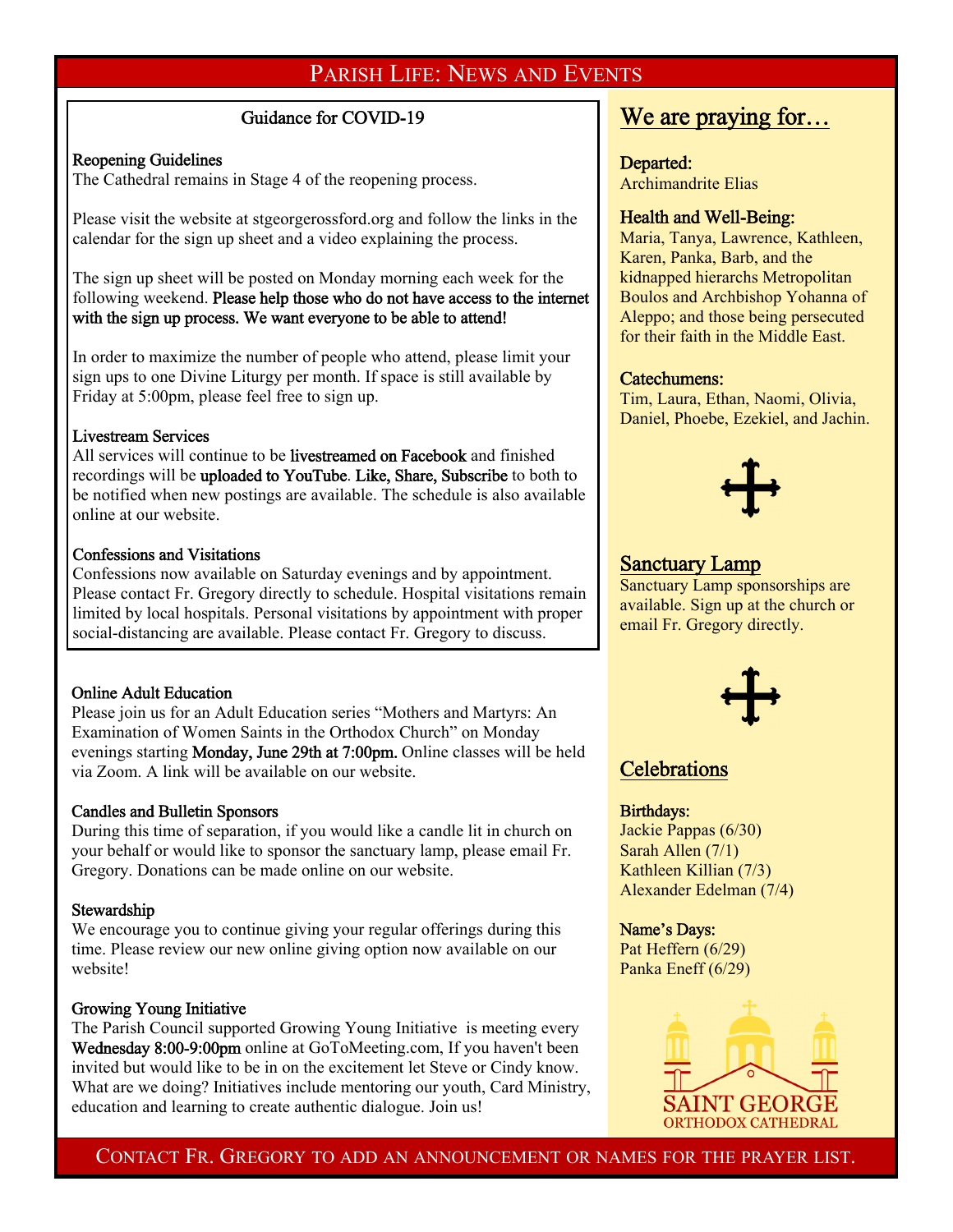# Parish Life: News and Events

## Guidance for COVID-19

**Reopening Guidelines**

The Cathedral remains in Stage 4 of the reopening process.

Please visit the website at stgeorgerossford.org and follow the links in the calendar for the sign up sheet and a video explaining the process.

The sign up sheet will be posted on Monday morning each week for the following weekend. Please help those who do not have access to the internet with the sign up process. We want everyone to be able to attend!

In order to maximize the number of people who attend, please limit your sign ups to one Divine Liturgy per month. If space is still available by Friday at 5:00pm, please feel free to sign up.

**Livestream Services**

All services will continue to be livestreamed on Facebook and finished recordings will be uploaded to YouTube. Like, Share, Subscribe to both to be notified when new postings are available. The schedule is also available online at our website.

**Confessions and Visitations**

Confessions now available on Saturday evenings and by appointment. Please contact Fr. Gregory directly to schedule. Hospital visitations remain limited by local hospitals. Personal visitations by appointment with proper social-distancing are available. Please contact Fr. Gregory to discuss.

**Online Adult Education**

Please join us for an Adult Education series "Mothers and Martyrs: An Examination of Women Saints in the Orthodox Church" on Monday evenings starting Monday, June 29th at 7:00pm. Online classes will be held via Zoom. A link will be available on our website.

**Candles and Bulletin Sponsors**

During this time of separation, if you would like a candle lit in church on your behalf or would like to sponsor the sanctuary lamp, please email Fr. Gregory. Donations can be made online on our website.

**Stewardship**

We encourage you to continue giving your regular offerings during this time. Please review our new online giving option now available on our website!

**Growing Young Initiative**

The Parish Council supported Growing Young Initiative is meeting every Wednesday 8:00-9:00pm online at GoToMeeting.com, If you haven't been invited but would like to be in on the excitement let Steve or Cindy know. What are we doing? Initiatives include mentoring our youth, Card Ministry, education and learning to create authentic dialogue. Join us!

## We are praying for…

**Departed:**
Archimandrite Elias

**Health and Well-Being:**
Maria, Tanya, Lawrence, Kathleen, Karen, Panka, Barb, and the kidnapped hierarchs Metropolitan Boulos and Archbishop Yohanna of Aleppo; and those being persecuted for their faith in the Middle East.

**Catechumens:**
Tim, Laura, Ethan, Naomi, Olivia, Daniel, Phoebe, Ezekiel, and Jachin.

## Sanctuary Lamp

Sanctuary Lamp sponsorships are available. Sign up at the church or email Fr. Gregory directly.

## Celebrations

**Birthdays:**
Jackie Pappas (6/30)
Sarah Allen (7/1)
Kathleen Killian (7/3)
Alexander Edelman (7/4)

**Name's Days:**
Pat Heffern (6/29)
Panka Eneff (6/29)

SAINT GEORGE
ORTHODOX CATHEDRAL

Contact Fr. Gregory to add an announcement or names for the prayer list.